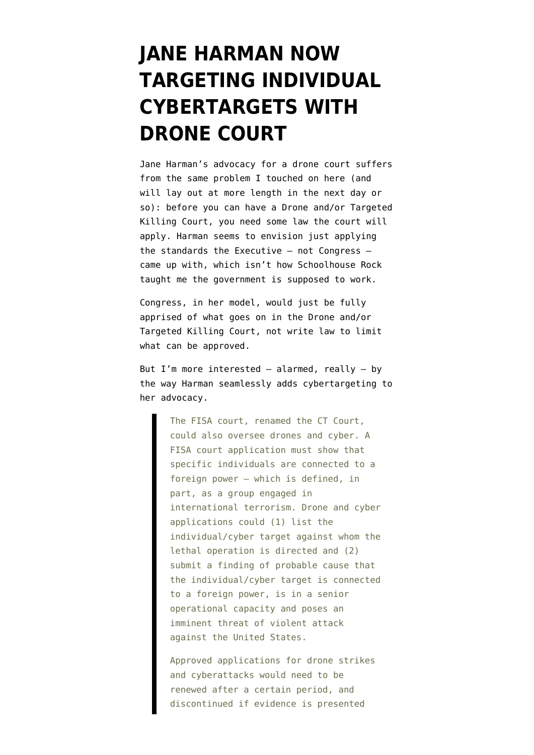# JANE HARMAN NOW TARGETING INDIVIDUAL CYBERTARGETS WITH DRONE COURT

Jane Harman's advocacy for a drone court suffers from the same problem I touched on here (and will lay out at more length in the next day or so): before you can have a Drone and/or Targeted Killing Court, you need some law the court will apply. Harman seems to envision just applying the standards the Executive — not Congress — came up with, which isn't how Schoolhouse Rock taught me the government is supposed to work.

Congress, in her model, would just be fully apprised of what goes on in the Drone and/or Targeted Killing Court, not write law to limit what can be approved.

But I'm more interested — alarmed, really — by the way Harman seamlessly adds cybertargeting to her advocacy.

> The FISA court, renamed the CT Court, could also oversee drones and cyber. A FISA court application must show that specific individuals are connected to a foreign power — which is defined, in part, as a group engaged in international terrorism. Drone and cyber applications could (1) list the individual/cyber target against whom the lethal operation is directed and (2) submit a finding of probable cause that the individual/cyber target is connected to a foreign power, is in a senior operational capacity and poses an imminent threat of violent attack against the United States.
>
> Approved applications for drone strikes and cyberattacks would need to be renewed after a certain period, and discontinued if evidence is presented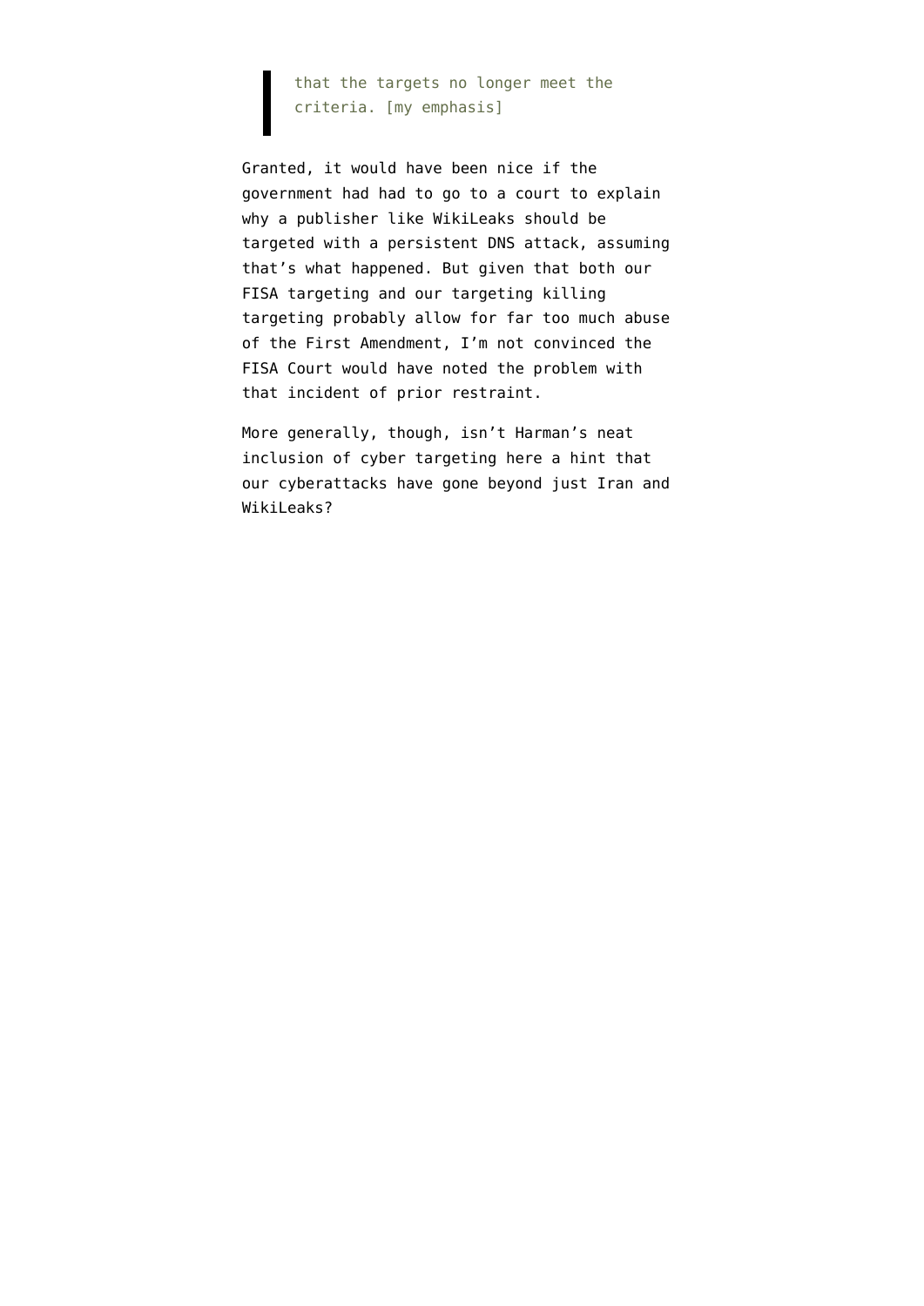> that the targets no longer meet the criteria. [my emphasis]

Granted, it would have been nice if the government had had to go to a court to explain why a publisher like WikiLeaks should be targeted with a persistent DNS attack, assuming that's what happened. But given that both our FISA targeting and our targeting killing targeting probably allow for far too much abuse of the First Amendment, I'm not convinced the FISA Court would have noted the problem with that incident of prior restraint.

More generally, though, isn't Harman's neat inclusion of cyber targeting here a hint that our cyberattacks have gone beyond just Iran and WikiLeaks?